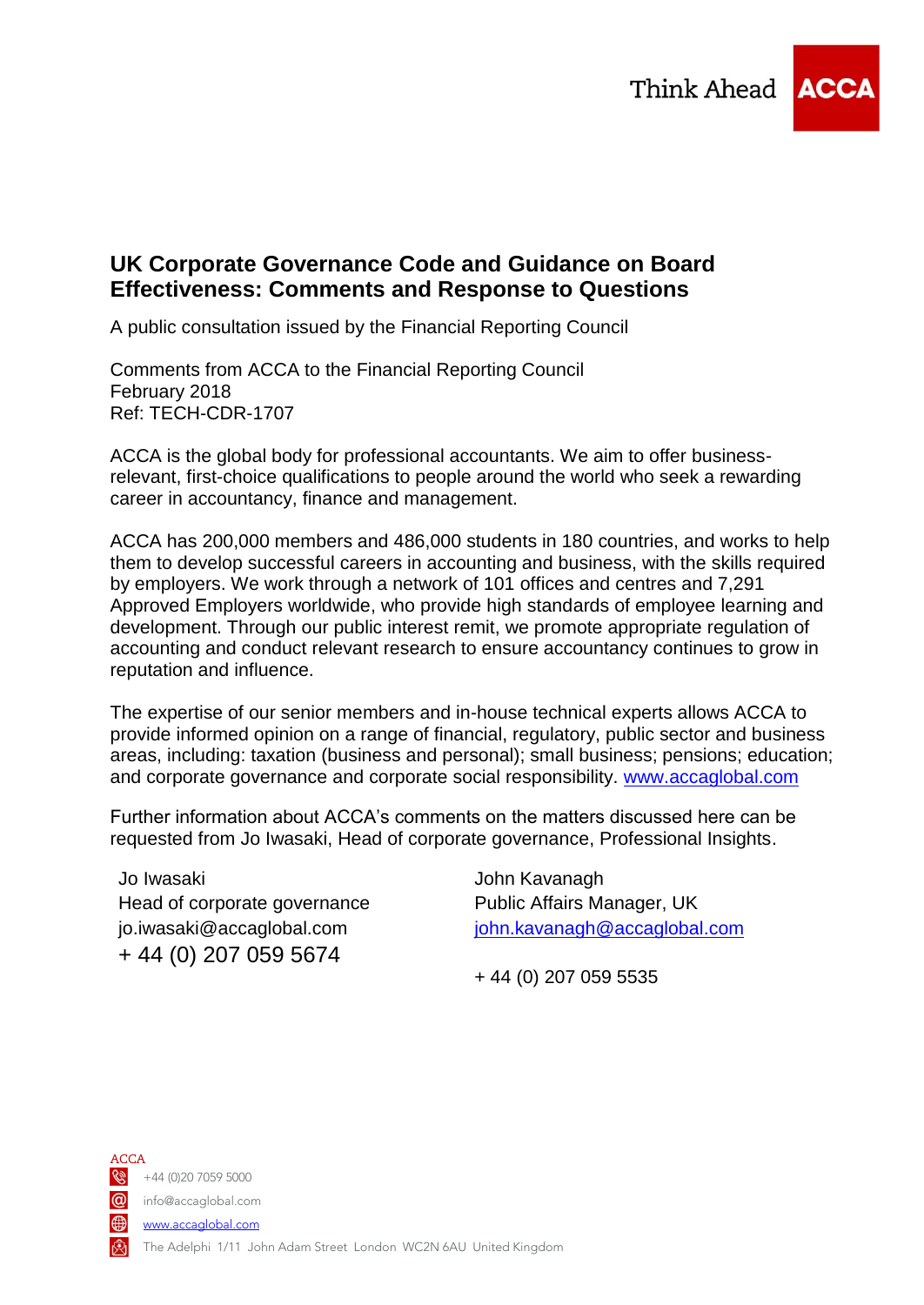Think Ahead ACCA

# UK Corporate Governance Code and Guidance on Board Effectiveness: Comments and Response to Questions

A public consultation issued by the Financial Reporting Council

Comments from ACCA to the Financial Reporting Council
February 2018
Ref: TECH-CDR-1707

ACCA is the global body for professional accountants. We aim to offer business-relevant, first-choice qualifications to people around the world who seek a rewarding career in accountancy, finance and management.

ACCA has 200,000 members and 486,000 students in 180 countries, and works to help them to develop successful careers in accounting and business, with the skills required by employers. We work through a network of 101 offices and centres and 7,291 Approved Employers worldwide, who provide high standards of employee learning and development. Through our public interest remit, we promote appropriate regulation of accounting and conduct relevant research to ensure accountancy continues to grow in reputation and influence.

The expertise of our senior members and in-house technical experts allows ACCA to provide informed opinion on a range of financial, regulatory, public sector and business areas, including: taxation (business and personal); small business; pensions; education; and corporate governance and corporate social responsibility. www.accaglobal.com

Further information about ACCA's comments on the matters discussed here can be requested from Jo Iwasaki, Head of corporate governance, Professional Insights.

Jo Iwasaki
Head of corporate governance
jo.iwasaki@accaglobal.com
+ 44 (0) 207 059 5674

John Kavanagh
Public Affairs Manager, UK
john.kavanagh@accaglobal.com
+ 44 (0) 207 059 5535

ACCA
+44 (0)20 7059 5000
info@accaglobal.com
www.accaglobal.com
The Adelphi 1/11 John Adam Street London WC2N 6AU United Kingdom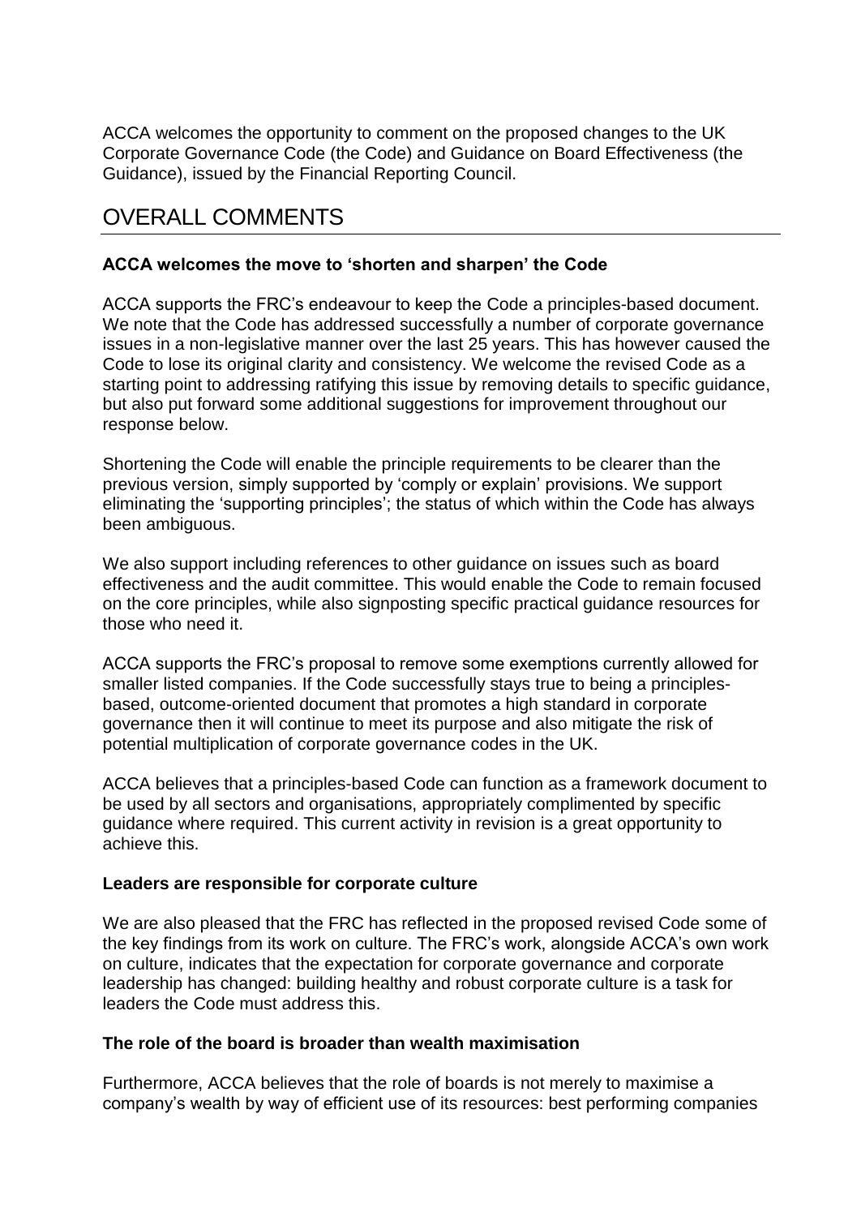ACCA welcomes the opportunity to comment on the proposed changes to the UK Corporate Governance Code (the Code) and Guidance on Board Effectiveness (the Guidance), issued by the Financial Reporting Council.

## OVERALL COMMENTS

**ACCA welcomes the move to 'shorten and sharpen' the Code**

ACCA supports the FRC's endeavour to keep the Code a principles-based document. We note that the Code has addressed successfully a number of corporate governance issues in a non-legislative manner over the last 25 years. This has however caused the Code to lose its original clarity and consistency. We welcome the revised Code as a starting point to addressing ratifying this issue by removing details to specific guidance, but also put forward some additional suggestions for improvement throughout our response below.

Shortening the Code will enable the principle requirements to be clearer than the previous version, simply supported by 'comply or explain' provisions. We support eliminating the 'supporting principles'; the status of which within the Code has always been ambiguous.

We also support including references to other guidance on issues such as board effectiveness and the audit committee. This would enable the Code to remain focused on the core principles, while also signposting specific practical guidance resources for those who need it.

ACCA supports the FRC's proposal to remove some exemptions currently allowed for smaller listed companies. If the Code successfully stays true to being a principles-based, outcome-oriented document that promotes a high standard in corporate governance then it will continue to meet its purpose and also mitigate the risk of potential multiplication of corporate governance codes in the UK.

ACCA believes that a principles-based Code can function as a framework document to be used by all sectors and organisations, appropriately complimented by specific guidance where required. This current activity in revision is a great opportunity to achieve this.

**Leaders are responsible for corporate culture**

We are also pleased that the FRC has reflected in the proposed revised Code some of the key findings from its work on culture. The FRC's work, alongside ACCA's own work on culture, indicates that the expectation for corporate governance and corporate leadership has changed: building healthy and robust corporate culture is a task for leaders the Code must address this.

**The role of the board is broader than wealth maximisation**

Furthermore, ACCA believes that the role of boards is not merely to maximise a company's wealth by way of efficient use of its resources: best performing companies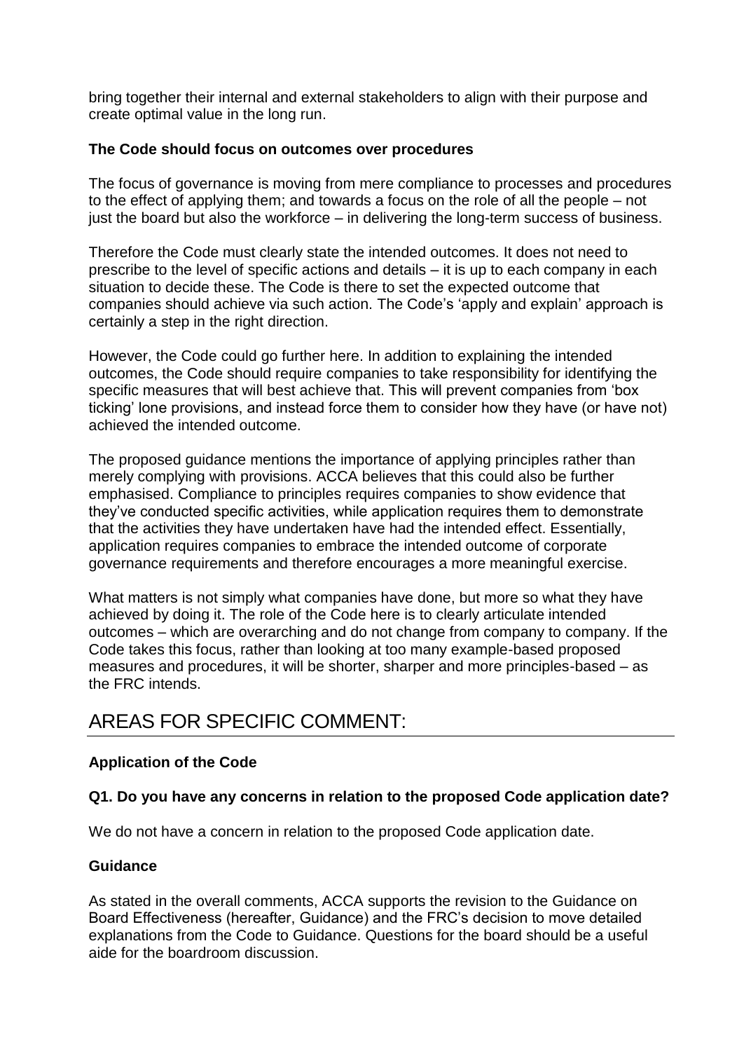bring together their internal and external stakeholders to align with their purpose and create optimal value in the long run.

**The Code should focus on outcomes over procedures**

The focus of governance is moving from mere compliance to processes and procedures to the effect of applying them; and towards a focus on the role of all the people – not just the board but also the workforce – in delivering the long-term success of business.

Therefore the Code must clearly state the intended outcomes. It does not need to prescribe to the level of specific actions and details – it is up to each company in each situation to decide these. The Code is there to set the expected outcome that companies should achieve via such action. The Code's 'apply and explain' approach is certainly a step in the right direction.

However, the Code could go further here. In addition to explaining the intended outcomes, the Code should require companies to take responsibility for identifying the specific measures that will best achieve that. This will prevent companies from 'box ticking' lone provisions, and instead force them to consider how they have (or have not) achieved the intended outcome.

The proposed guidance mentions the importance of applying principles rather than merely complying with provisions. ACCA believes that this could also be further emphasised. Compliance to principles requires companies to show evidence that they've conducted specific activities, while application requires them to demonstrate that the activities they have undertaken have had the intended effect. Essentially, application requires companies to embrace the intended outcome of corporate governance requirements and therefore encourages a more meaningful exercise.

What matters is not simply what companies have done, but more so what they have achieved by doing it. The role of the Code here is to clearly articulate intended outcomes – which are overarching and do not change from company to company. If the Code takes this focus, rather than looking at too many example-based proposed measures and procedures, it will be shorter, sharper and more principles-based – as the FRC intends.

## AREAS FOR SPECIFIC COMMENT:

**Application of the Code**

**Q1. Do you have any concerns in relation to the proposed Code application date?**

We do not have a concern in relation to the proposed Code application date.

**Guidance**

As stated in the overall comments, ACCA supports the revision to the Guidance on Board Effectiveness (hereafter, Guidance) and the FRC's decision to move detailed explanations from the Code to Guidance. Questions for the board should be a useful aide for the boardroom discussion.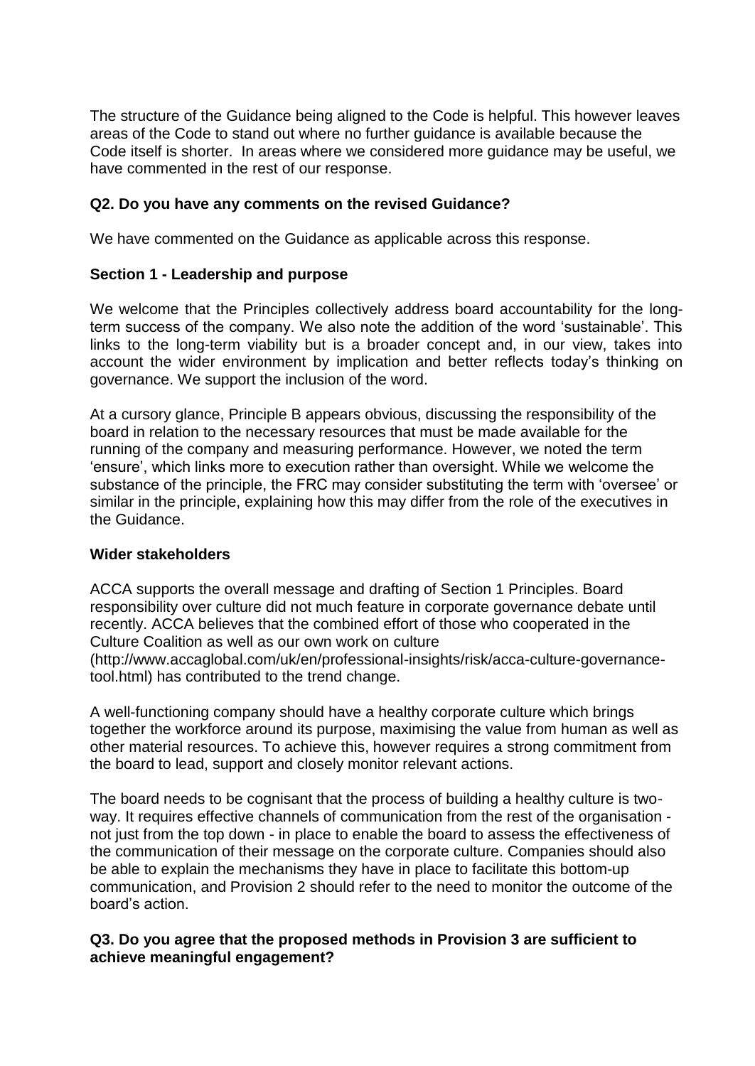The structure of the Guidance being aligned to the Code is helpful. This however leaves areas of the Code to stand out where no further guidance is available because the Code itself is shorter. In areas where we considered more guidance may be useful, we have commented in the rest of our response.

**Q2. Do you have any comments on the revised Guidance?**

We have commented on the Guidance as applicable across this response.

**Section 1 - Leadership and purpose**

We welcome that the Principles collectively address board accountability for the long-term success of the company. We also note the addition of the word 'sustainable'. This links to the long-term viability but is a broader concept and, in our view, takes into account the wider environment by implication and better reflects today's thinking on governance. We support the inclusion of the word.

At a cursory glance, Principle B appears obvious, discussing the responsibility of the board in relation to the necessary resources that must be made available for the running of the company and measuring performance. However, we noted the term 'ensure', which links more to execution rather than oversight. While we welcome the substance of the principle, the FRC may consider substituting the term with 'oversee' or similar in the principle, explaining how this may differ from the role of the executives in the Guidance.

**Wider stakeholders**

ACCA supports the overall message and drafting of Section 1 Principles. Board responsibility over culture did not much feature in corporate governance debate until recently. ACCA believes that the combined effort of those who cooperated in the Culture Coalition as well as our own work on culture (http://www.accaglobal.com/uk/en/professional-insights/risk/acca-culture-governance-tool.html) has contributed to the trend change.

A well-functioning company should have a healthy corporate culture which brings together the workforce around its purpose, maximising the value from human as well as other material resources. To achieve this, however requires a strong commitment from the board to lead, support and closely monitor relevant actions.

The board needs to be cognisant that the process of building a healthy culture is two-way. It requires effective channels of communication from the rest of the organisation - not just from the top down - in place to enable the board to assess the effectiveness of the communication of their message on the corporate culture. Companies should also be able to explain the mechanisms they have in place to facilitate this bottom-up communication, and Provision 2 should refer to the need to monitor the outcome of the board's action.

**Q3. Do you agree that the proposed methods in Provision 3 are sufficient to achieve meaningful engagement?**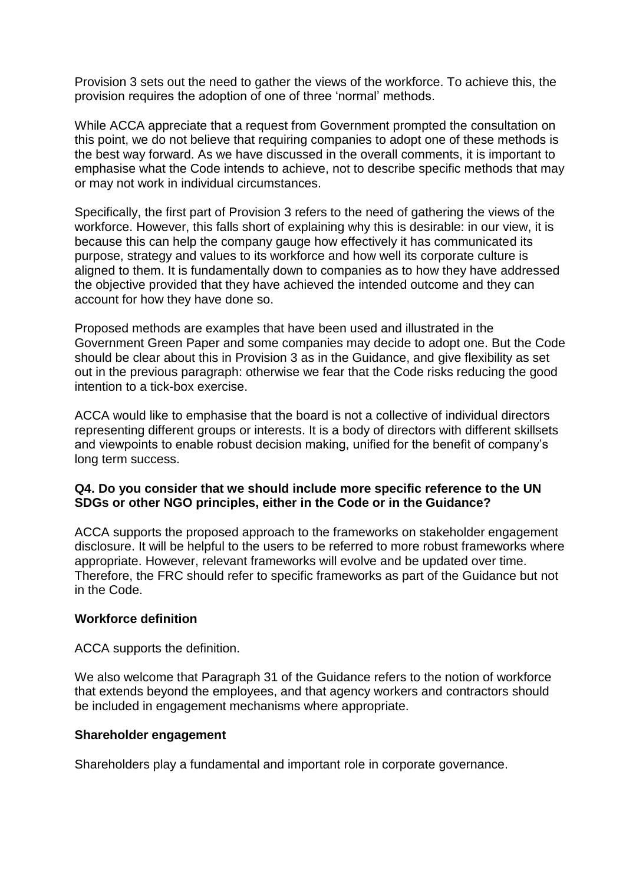Provision 3 sets out the need to gather the views of the workforce. To achieve this, the provision requires the adoption of one of three 'normal' methods.

While ACCA appreciate that a request from Government prompted the consultation on this point, we do not believe that requiring companies to adopt one of these methods is the best way forward. As we have discussed in the overall comments, it is important to emphasise what the Code intends to achieve, not to describe specific methods that may or may not work in individual circumstances.

Specifically, the first part of Provision 3 refers to the need of gathering the views of the workforce. However, this falls short of explaining why this is desirable: in our view, it is because this can help the company gauge how effectively it has communicated its purpose, strategy and values to its workforce and how well its corporate culture is aligned to them. It is fundamentally down to companies as to how they have addressed the objective provided that they have achieved the intended outcome and they can account for how they have done so.

Proposed methods are examples that have been used and illustrated in the Government Green Paper and some companies may decide to adopt one. But the Code should be clear about this in Provision 3 as in the Guidance, and give flexibility as set out in the previous paragraph: otherwise we fear that the Code risks reducing the good intention to a tick-box exercise.

ACCA would like to emphasise that the board is not a collective of individual directors representing different groups or interests. It is a body of directors with different skillsets and viewpoints to enable robust decision making, unified for the benefit of company's long term success.

**Q4. Do you consider that we should include more specific reference to the UN SDGs or other NGO principles, either in the Code or in the Guidance?**

ACCA supports the proposed approach to the frameworks on stakeholder engagement disclosure. It will be helpful to the users to be referred to more robust frameworks where appropriate. However, relevant frameworks will evolve and be updated over time. Therefore, the FRC should refer to specific frameworks as part of the Guidance but not in the Code.

**Workforce definition**

ACCA supports the definition.

We also welcome that Paragraph 31 of the Guidance refers to the notion of workforce that extends beyond the employees, and that agency workers and contractors should be included in engagement mechanisms where appropriate.

**Shareholder engagement**

Shareholders play a fundamental and important role in corporate governance.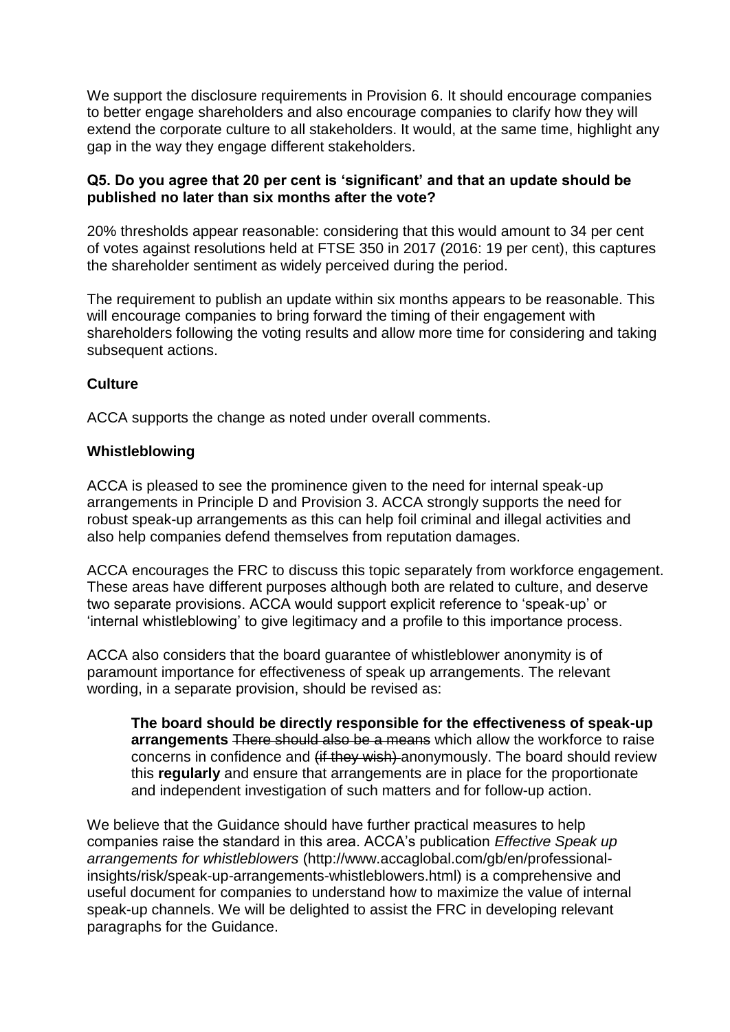We support the disclosure requirements in Provision 6. It should encourage companies to better engage shareholders and also encourage companies to clarify how they will extend the corporate culture to all stakeholders. It would, at the same time, highlight any gap in the way they engage different stakeholders.

**Q5. Do you agree that 20 per cent is 'significant' and that an update should be published no later than six months after the vote?**

20% thresholds appear reasonable: considering that this would amount to 34 per cent of votes against resolutions held at FTSE 350 in 2017 (2016: 19 per cent), this captures the shareholder sentiment as widely perceived during the period.

The requirement to publish an update within six months appears to be reasonable. This will encourage companies to bring forward the timing of their engagement with shareholders following the voting results and allow more time for considering and taking subsequent actions.

**Culture**

ACCA supports the change as noted under overall comments.

**Whistleblowing**

ACCA is pleased to see the prominence given to the need for internal speak-up arrangements in Principle D and Provision 3. ACCA strongly supports the need for robust speak-up arrangements as this can help foil criminal and illegal activities and also help companies defend themselves from reputation damages.

ACCA encourages the FRC to discuss this topic separately from workforce engagement. These areas have different purposes although both are related to culture, and deserve two separate provisions. ACCA would support explicit reference to 'speak-up' or 'internal whistleblowing' to give legitimacy and a profile to this importance process.

ACCA also considers that the board guarantee of whistleblower anonymity is of paramount importance for effectiveness of speak up arrangements. The relevant wording, in a separate provision, should be revised as:

> **The board should be directly responsible for the effectiveness of speak-up arrangements** ~~There should also be a means~~ which allow the workforce to raise concerns in confidence and ~~(if they wish)~~ anonymously. The board should review this **regularly** and ensure that arrangements are in place for the proportionate and independent investigation of such matters and for follow-up action.

We believe that the Guidance should have further practical measures to help companies raise the standard in this area. ACCA's publication *Effective Speak up arrangements for whistleblowers* (http://www.accaglobal.com/gb/en/professional-insights/risk/speak-up-arrangements-whistleblowers.html) is a comprehensive and useful document for companies to understand how to maximize the value of internal speak-up channels. We will be delighted to assist the FRC in developing relevant paragraphs for the Guidance.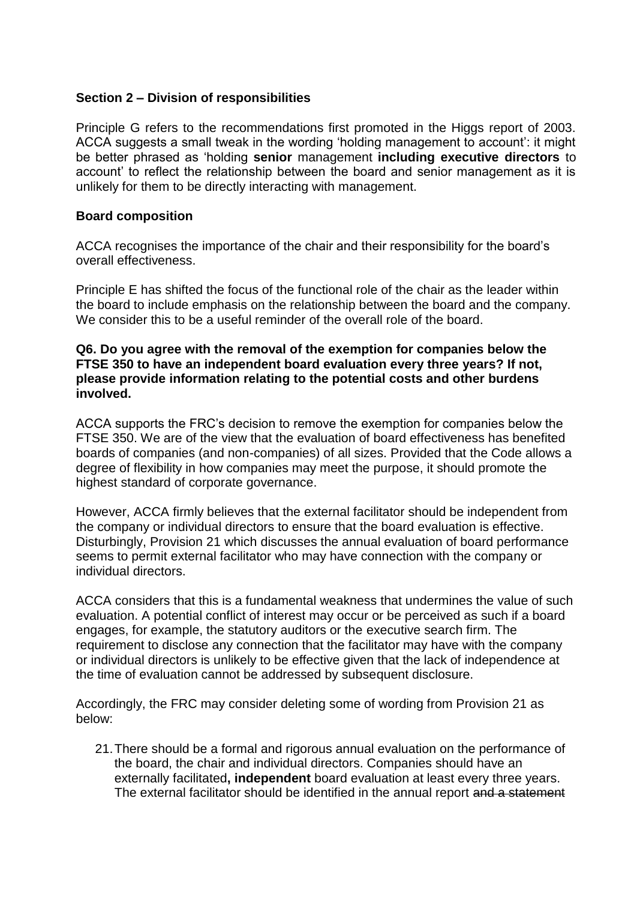**Section 2 – Division of responsibilities**

Principle G refers to the recommendations first promoted in the Higgs report of 2003. ACCA suggests a small tweak in the wording 'holding management to account': it might be better phrased as 'holding **senior** management **including executive directors** to account' to reflect the relationship between the board and senior management as it is unlikely for them to be directly interacting with management.

**Board composition**

ACCA recognises the importance of the chair and their responsibility for the board's overall effectiveness.

Principle E has shifted the focus of the functional role of the chair as the leader within the board to include emphasis on the relationship between the board and the company. We consider this to be a useful reminder of the overall role of the board.

**Q6. Do you agree with the removal of the exemption for companies below the FTSE 350 to have an independent board evaluation every three years? If not, please provide information relating to the potential costs and other burdens involved.**

ACCA supports the FRC's decision to remove the exemption for companies below the FTSE 350. We are of the view that the evaluation of board effectiveness has benefited boards of companies (and non-companies) of all sizes. Provided that the Code allows a degree of flexibility in how companies may meet the purpose, it should promote the highest standard of corporate governance.

However, ACCA firmly believes that the external facilitator should be independent from the company or individual directors to ensure that the board evaluation is effective. Disturbingly, Provision 21 which discusses the annual evaluation of board performance seems to permit external facilitator who may have connection with the company or individual directors.

ACCA considers that this is a fundamental weakness that undermines the value of such evaluation. A potential conflict of interest may occur or be perceived as such if a board engages, for example, the statutory auditors or the executive search firm. The requirement to disclose any connection that the facilitator may have with the company or individual directors is unlikely to be effective given that the lack of independence at the time of evaluation cannot be addressed by subsequent disclosure.

Accordingly, the FRC may consider deleting some of wording from Provision 21 as below:

21. There should be a formal and rigorous annual evaluation on the performance of the board, the chair and individual directors. Companies should have an externally facilitated**, independent** board evaluation at least every three years. The external facilitator should be identified in the annual report ~~and a statement~~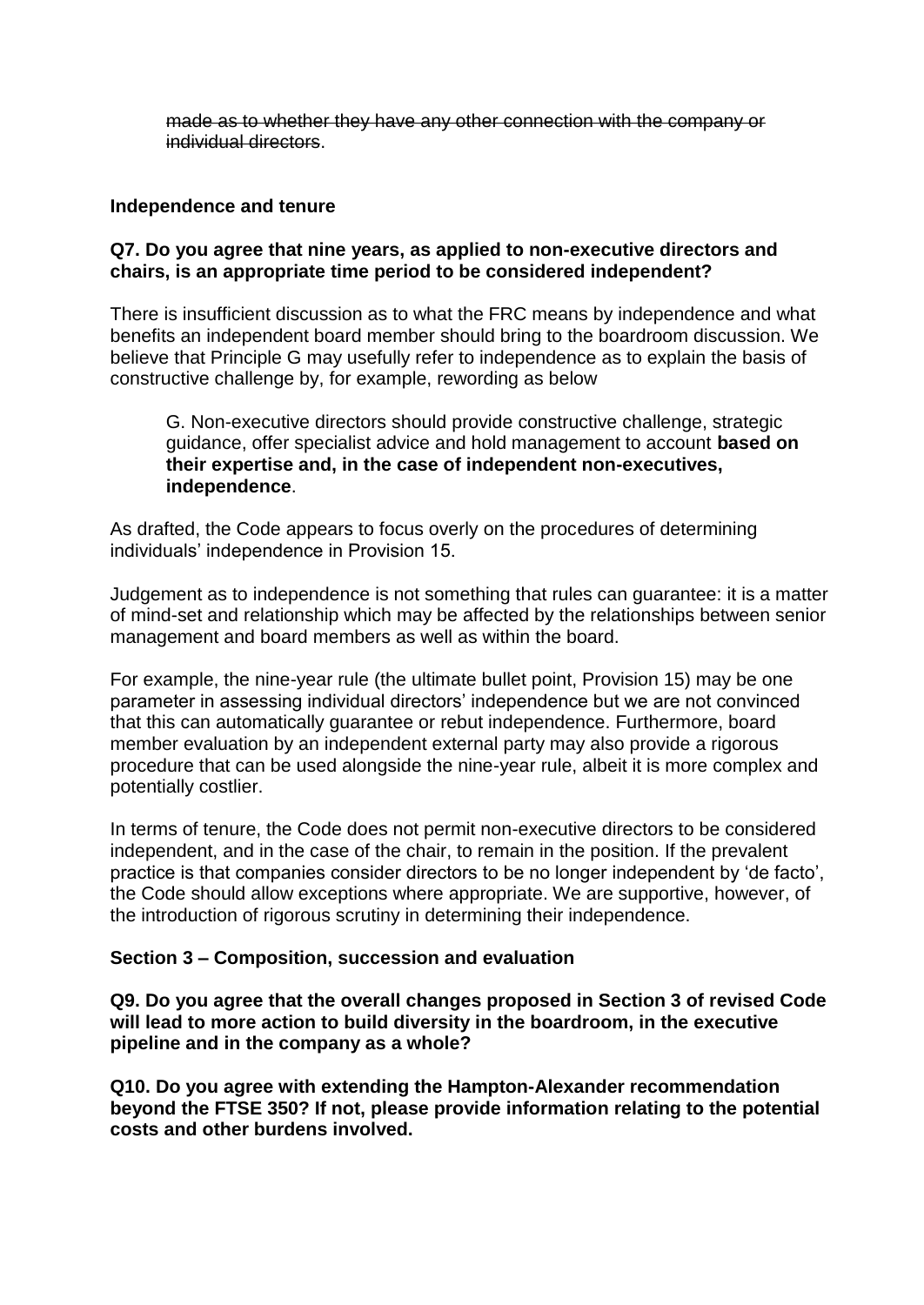~~made as to whether they have any other connection with the company or individual directors~~.

**Independence and tenure**

**Q7. Do you agree that nine years, as applied to non-executive directors and chairs, is an appropriate time period to be considered independent?**

There is insufficient discussion as to what the FRC means by independence and what benefits an independent board member should bring to the boardroom discussion. We believe that Principle G may usefully refer to independence as to explain the basis of constructive challenge by, for example, rewording as below

> G. Non-executive directors should provide constructive challenge, strategic guidance, offer specialist advice and hold management to account **based on their expertise and, in the case of independent non-executives, independence**.

As drafted, the Code appears to focus overly on the procedures of determining individuals' independence in Provision 15.

Judgement as to independence is not something that rules can guarantee: it is a matter of mind-set and relationship which may be affected by the relationships between senior management and board members as well as within the board.

For example, the nine-year rule (the ultimate bullet point, Provision 15) may be one parameter in assessing individual directors' independence but we are not convinced that this can automatically guarantee or rebut independence. Furthermore, board member evaluation by an independent external party may also provide a rigorous procedure that can be used alongside the nine-year rule, albeit it is more complex and potentially costlier.

In terms of tenure, the Code does not permit non-executive directors to be considered independent, and in the case of the chair, to remain in the position. If the prevalent practice is that companies consider directors to be no longer independent by 'de facto', the Code should allow exceptions where appropriate. We are supportive, however, of the introduction of rigorous scrutiny in determining their independence.

**Section 3 – Composition, succession and evaluation**

**Q9. Do you agree that the overall changes proposed in Section 3 of revised Code will lead to more action to build diversity in the boardroom, in the executive pipeline and in the company as a whole?**

**Q10. Do you agree with extending the Hampton-Alexander recommendation beyond the FTSE 350? If not, please provide information relating to the potential costs and other burdens involved.**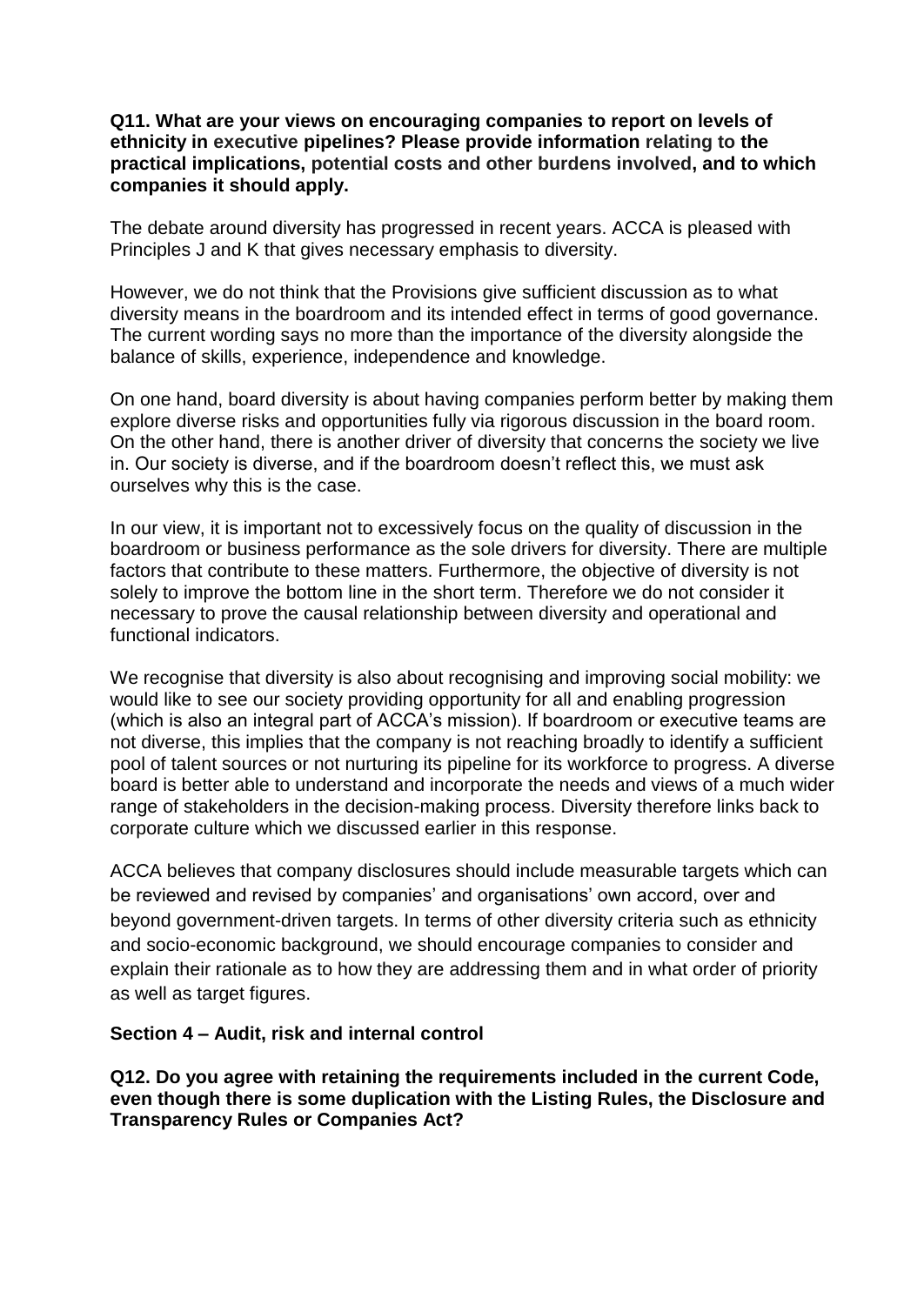**Q11. What are your views on encouraging companies to report on levels of ethnicity in executive pipelines? Please provide information relating to the practical implications, potential costs and other burdens involved, and to which companies it should apply.**

The debate around diversity has progressed in recent years. ACCA is pleased with Principles J and K that gives necessary emphasis to diversity.

However, we do not think that the Provisions give sufficient discussion as to what diversity means in the boardroom and its intended effect in terms of good governance. The current wording says no more than the importance of the diversity alongside the balance of skills, experience, independence and knowledge.

On one hand, board diversity is about having companies perform better by making them explore diverse risks and opportunities fully via rigorous discussion in the board room. On the other hand, there is another driver of diversity that concerns the society we live in. Our society is diverse, and if the boardroom doesn't reflect this, we must ask ourselves why this is the case.

In our view, it is important not to excessively focus on the quality of discussion in the boardroom or business performance as the sole drivers for diversity. There are multiple factors that contribute to these matters. Furthermore, the objective of diversity is not solely to improve the bottom line in the short term. Therefore we do not consider it necessary to prove the causal relationship between diversity and operational and functional indicators.

We recognise that diversity is also about recognising and improving social mobility: we would like to see our society providing opportunity for all and enabling progression (which is also an integral part of ACCA's mission). If boardroom or executive teams are not diverse, this implies that the company is not reaching broadly to identify a sufficient pool of talent sources or not nurturing its pipeline for its workforce to progress. A diverse board is better able to understand and incorporate the needs and views of a much wider range of stakeholders in the decision-making process. Diversity therefore links back to corporate culture which we discussed earlier in this response.

ACCA believes that company disclosures should include measurable targets which can be reviewed and revised by companies' and organisations' own accord, over and beyond government-driven targets. In terms of other diversity criteria such as ethnicity and socio-economic background, we should encourage companies to consider and explain their rationale as to how they are addressing them and in what order of priority as well as target figures.

## Section 4 – Audit, risk and internal control

**Q12. Do you agree with retaining the requirements included in the current Code, even though there is some duplication with the Listing Rules, the Disclosure and Transparency Rules or Companies Act?**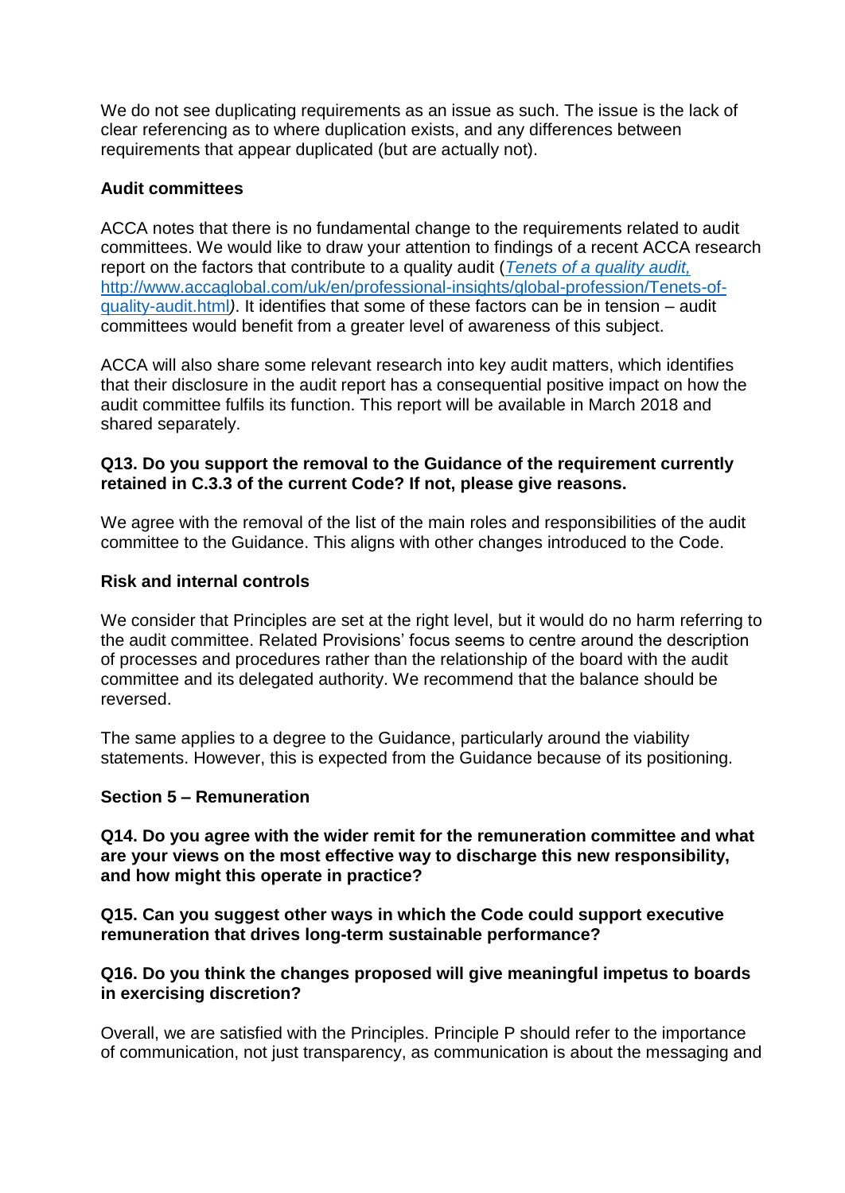We do not see duplicating requirements as an issue as such. The issue is the lack of clear referencing as to where duplication exists, and any differences between requirements that appear duplicated (but are actually not).

**Audit committees**

ACCA notes that there is no fundamental change to the requirements related to audit committees. We would like to draw your attention to findings of a recent ACCA research report on the factors that contribute to a quality audit (*[Tenets of a quality audit,](http://www.accaglobal.com/uk/en/professional-insights/global-profession/Tenets-of-quality-audit.html)* [http://www.accaglobal.com/uk/en/professional-insights/global-profession/Tenets-of-quality-audit.html](http://www.accaglobal.com/uk/en/professional-insights/global-profession/Tenets-of-quality-audit.html)). It identifies that some of these factors can be in tension – audit committees would benefit from a greater level of awareness of this subject.

ACCA will also share some relevant research into key audit matters, which identifies that their disclosure in the audit report has a consequential positive impact on how the audit committee fulfils its function. This report will be available in March 2018 and shared separately.

**Q13. Do you support the removal to the Guidance of the requirement currently retained in C.3.3 of the current Code? If not, please give reasons.**

We agree with the removal of the list of the main roles and responsibilities of the audit committee to the Guidance. This aligns with other changes introduced to the Code.

**Risk and internal controls**

We consider that Principles are set at the right level, but it would do no harm referring to the audit committee. Related Provisions' focus seems to centre around the description of processes and procedures rather than the relationship of the board with the audit committee and its delegated authority. We recommend that the balance should be reversed.

The same applies to a degree to the Guidance, particularly around the viability statements. However, this is expected from the Guidance because of its positioning.

**Section 5 – Remuneration**

**Q14. Do you agree with the wider remit for the remuneration committee and what are your views on the most effective way to discharge this new responsibility, and how might this operate in practice?**

**Q15. Can you suggest other ways in which the Code could support executive remuneration that drives long-term sustainable performance?**

**Q16. Do you think the changes proposed will give meaningful impetus to boards in exercising discretion?**

Overall, we are satisfied with the Principles. Principle P should refer to the importance of communication, not just transparency, as communication is about the messaging and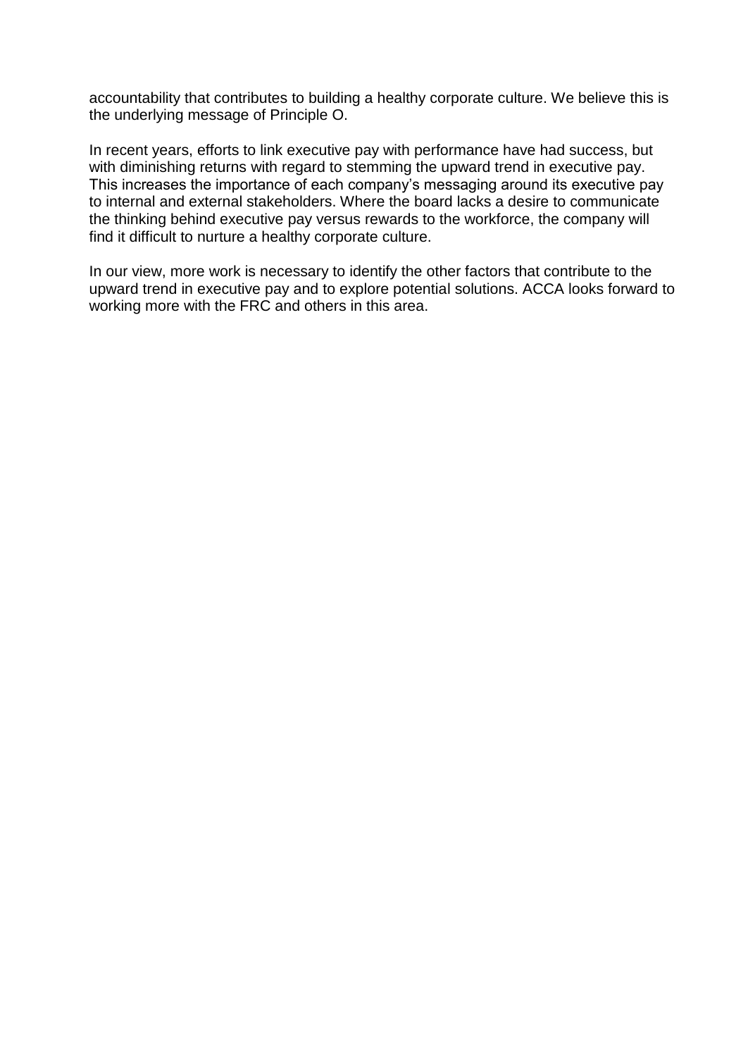accountability that contributes to building a healthy corporate culture. We believe this is the underlying message of Principle O.

In recent years, efforts to link executive pay with performance have had success, but with diminishing returns with regard to stemming the upward trend in executive pay. This increases the importance of each company's messaging around its executive pay to internal and external stakeholders. Where the board lacks a desire to communicate the thinking behind executive pay versus rewards to the workforce, the company will find it difficult to nurture a healthy corporate culture.

In our view, more work is necessary to identify the other factors that contribute to the upward trend in executive pay and to explore potential solutions. ACCA looks forward to working more with the FRC and others in this area.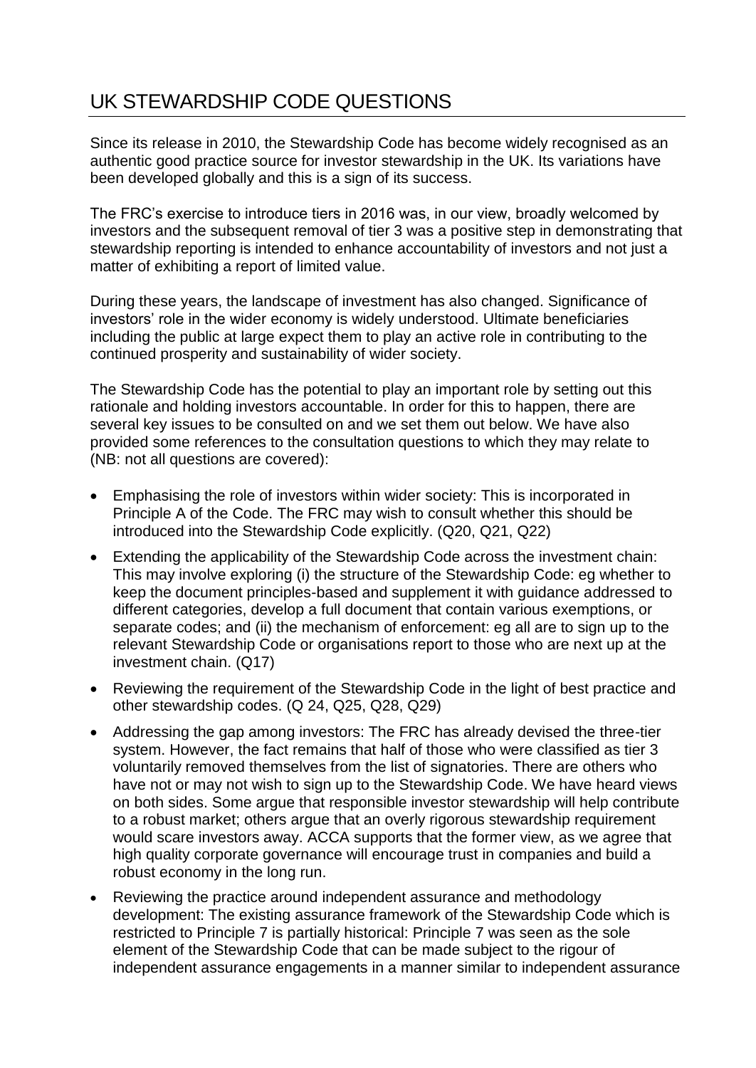# UK STEWARDSHIP CODE QUESTIONS

Since its release in 2010, the Stewardship Code has become widely recognised as an authentic good practice source for investor stewardship in the UK. Its variations have been developed globally and this is a sign of its success.

The FRC's exercise to introduce tiers in 2016 was, in our view, broadly welcomed by investors and the subsequent removal of tier 3 was a positive step in demonstrating that stewardship reporting is intended to enhance accountability of investors and not just a matter of exhibiting a report of limited value.

During these years, the landscape of investment has also changed. Significance of investors' role in the wider economy is widely understood. Ultimate beneficiaries including the public at large expect them to play an active role in contributing to the continued prosperity and sustainability of wider society.

The Stewardship Code has the potential to play an important role by setting out this rationale and holding investors accountable. In order for this to happen, there are several key issues to be consulted on and we set them out below. We have also provided some references to the consultation questions to which they may relate to (NB: not all questions are covered):

- Emphasising the role of investors within wider society: This is incorporated in Principle A of the Code. The FRC may wish to consult whether this should be introduced into the Stewardship Code explicitly. (Q20, Q21, Q22)
- Extending the applicability of the Stewardship Code across the investment chain: This may involve exploring (i) the structure of the Stewardship Code: eg whether to keep the document principles-based and supplement it with guidance addressed to different categories, develop a full document that contain various exemptions, or separate codes; and (ii) the mechanism of enforcement: eg all are to sign up to the relevant Stewardship Code or organisations report to those who are next up at the investment chain. (Q17)
- Reviewing the requirement of the Stewardship Code in the light of best practice and other stewardship codes. (Q 24, Q25, Q28, Q29)
- Addressing the gap among investors: The FRC has already devised the three-tier system. However, the fact remains that half of those who were classified as tier 3 voluntarily removed themselves from the list of signatories. There are others who have not or may not wish to sign up to the Stewardship Code. We have heard views on both sides. Some argue that responsible investor stewardship will help contribute to a robust market; others argue that an overly rigorous stewardship requirement would scare investors away. ACCA supports that the former view, as we agree that high quality corporate governance will encourage trust in companies and build a robust economy in the long run.
- Reviewing the practice around independent assurance and methodology development: The existing assurance framework of the Stewardship Code which is restricted to Principle 7 is partially historical: Principle 7 was seen as the sole element of the Stewardship Code that can be made subject to the rigour of independent assurance engagements in a manner similar to independent assurance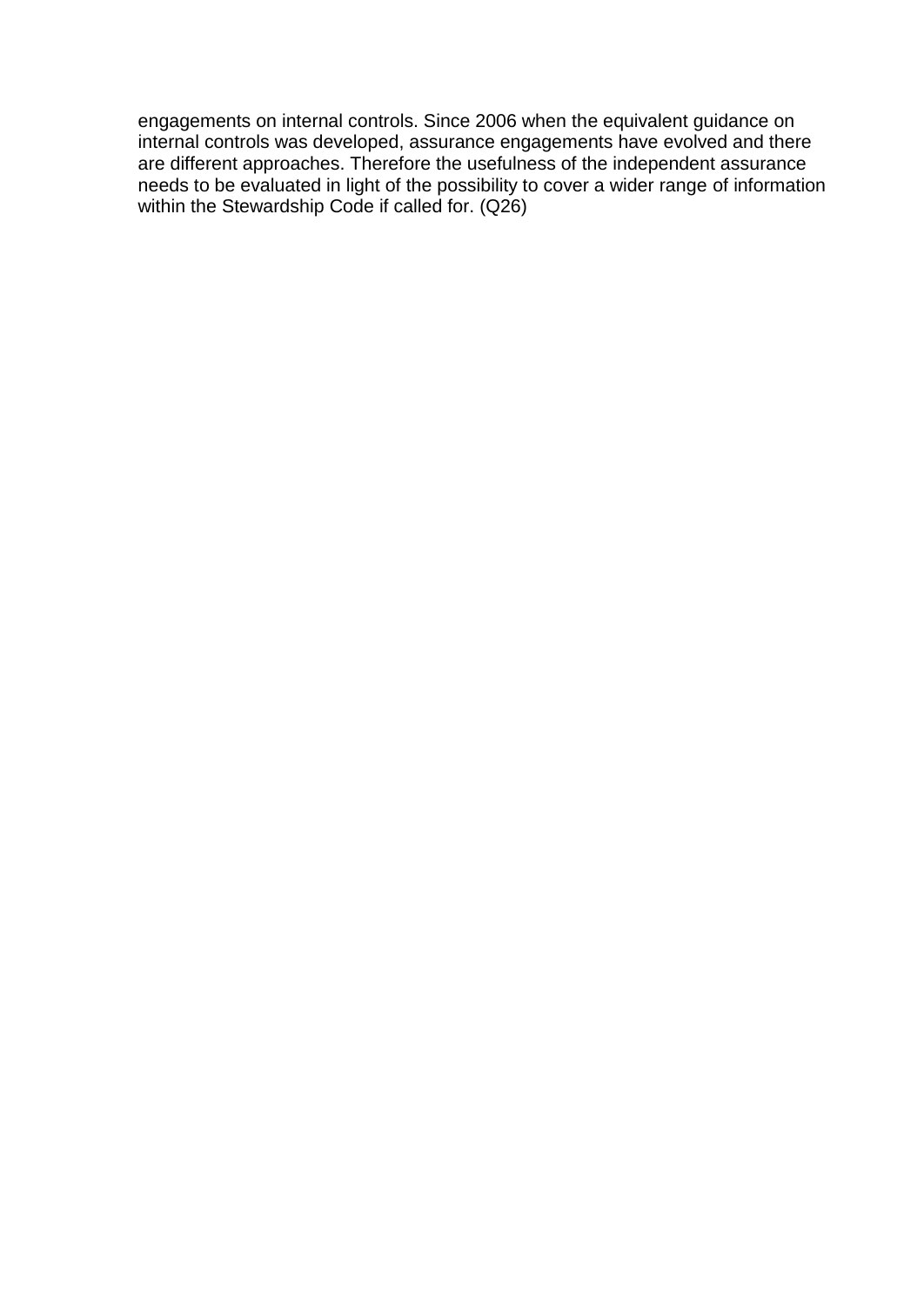engagements on internal controls. Since 2006 when the equivalent guidance on internal controls was developed, assurance engagements have evolved and there are different approaches. Therefore the usefulness of the independent assurance needs to be evaluated in light of the possibility to cover a wider range of information within the Stewardship Code if called for. (Q26)